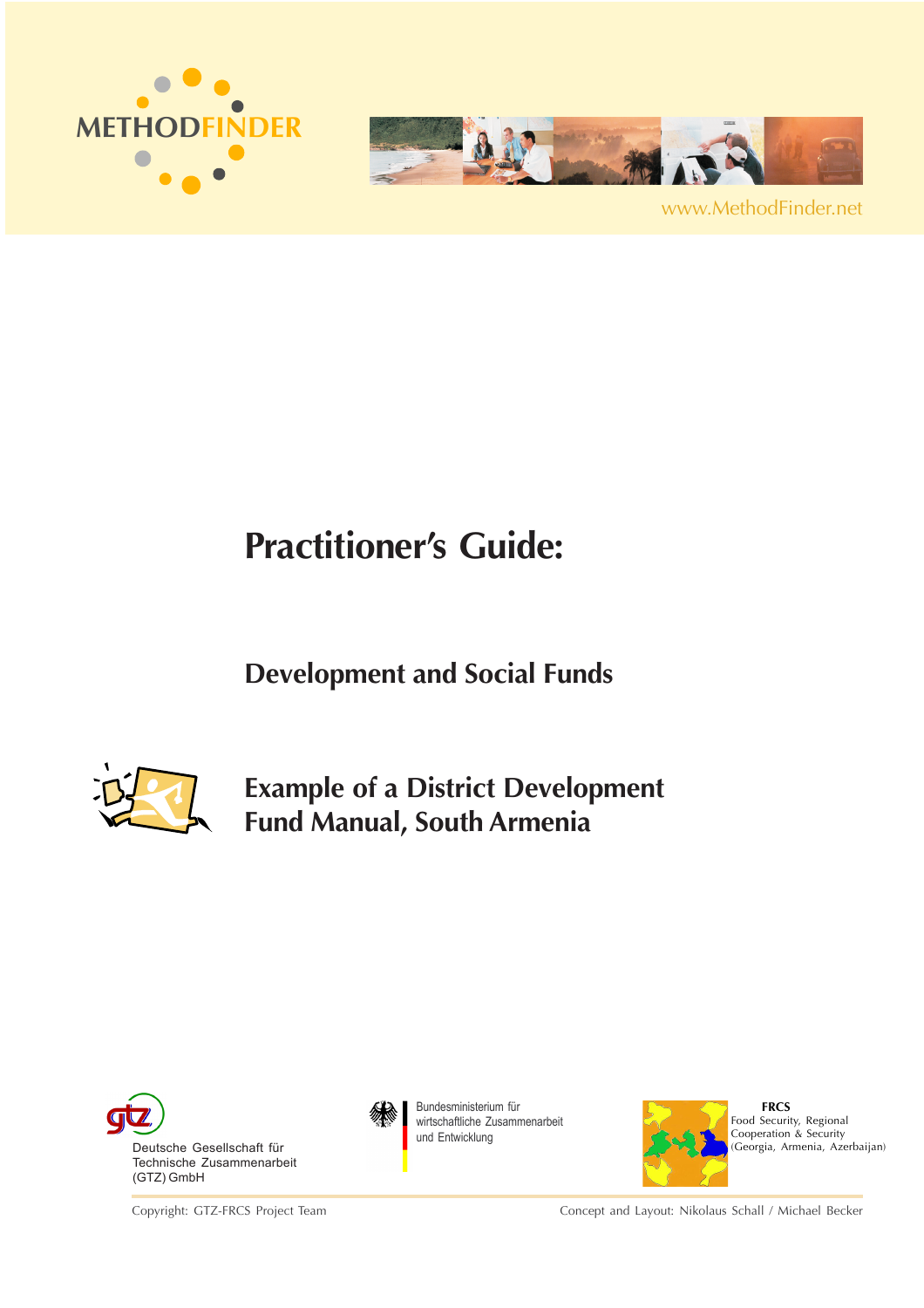METHODFINDER

www.MethodFinder.net

# Practitioner's Guide:

## Development and Social Funds

## Example of a District Development Fund Manual, South Armenia

Deutsche Gesellschaft für Technische Zusammenarbeit (GTZ) GmbH

Bundesministerium für wirtschaftliche Zusammenarbeit und Entwicklung

**FRCS**
Food Security, Regional Cooperation & Security (Georgia, Armenia, Azerbaijan)

Copyright: GTZ-FRCS Project Team

Concept and Layout: Nikolaus Schall / Michael Becker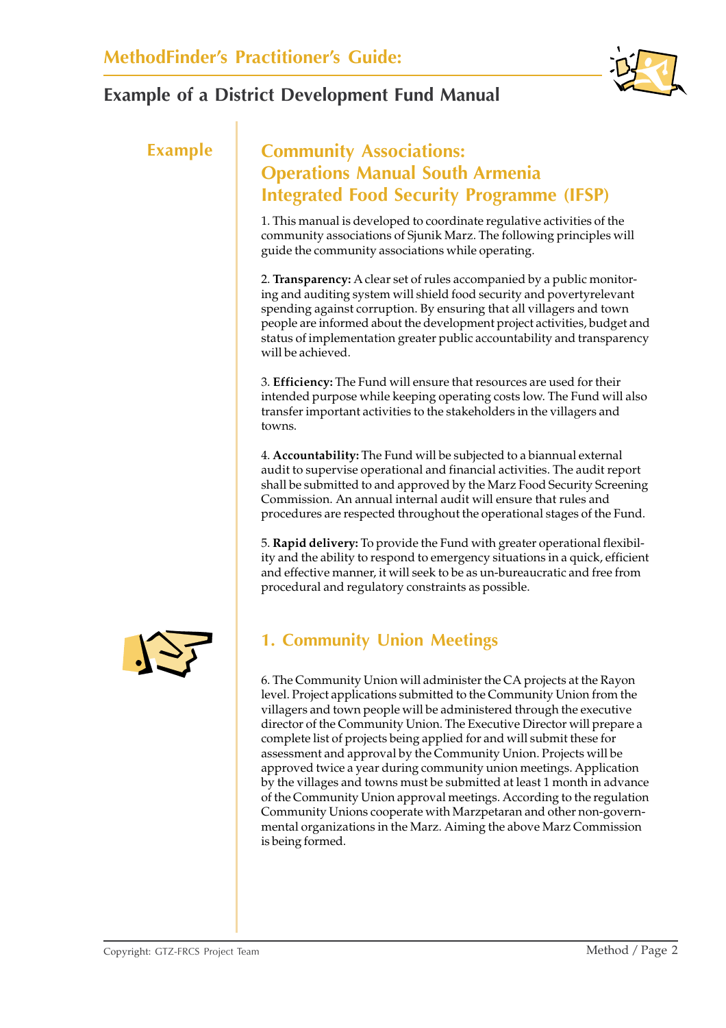Example

## Community Associations: Operations Manual South Armenia Integrated Food Security Programme (IFSP)

1. This manual is developed to coordinate regulative activities of the community associations of Sjunik Marz. The following principles will guide the community associations while operating.

2. **Transparency:** A clear set of rules accompanied by a public monitoring and auditing system will shield food security and povertyrelevant spending against corruption. By ensuring that all villagers and town people are informed about the development project activities, budget and status of implementation greater public accountability and transparency will be achieved.

3. **Efficiency:** The Fund will ensure that resources are used for their intended purpose while keeping operating costs low. The Fund will also transfer important activities to the stakeholders in the villagers and towns.

4. **Accountability:** The Fund will be subjected to a biannual external audit to supervise operational and financial activities. The audit report shall be submitted to and approved by the Marz Food Security Screening Commission. An annual internal audit will ensure that rules and procedures are respected throughout the operational stages of the Fund.

5. **Rapid delivery:** To provide the Fund with greater operational flexibility and the ability to respond to emergency situations in a quick, efficient and effective manner, it will seek to be as un-bureaucratic and free from procedural and regulatory constraints as possible.

## 1. Community Union Meetings

6. The Community Union will administer the CA projects at the Rayon level. Project applications submitted to the Community Union from the villagers and town people will be administered through the executive director of the Community Union. The Executive Director will prepare a complete list of projects being applied for and will submit these for assessment and approval by the Community Union. Projects will be approved twice a year during community union meetings. Application by the villages and towns must be submitted at least 1 month in advance of the Community Union approval meetings. According to the regulation Community Unions cooperate with Marzpetaran and other non-governmental organizations in the Marz. Aiming the above Marz Commission is being formed.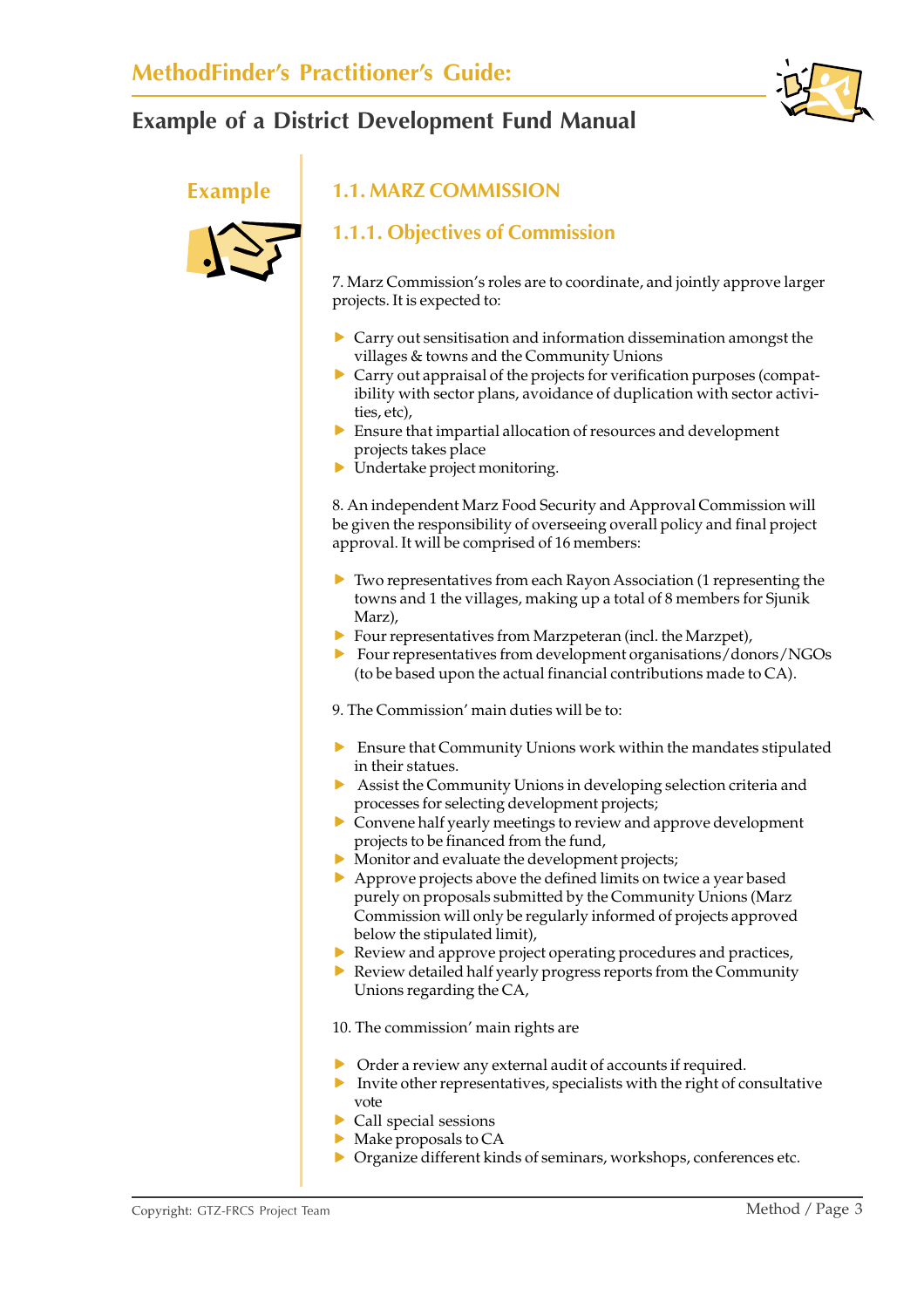Example

## 1.1. MARZ COMMISSION

### 1.1.1. Objectives of Commission

7. Marz Commission's roles are to coordinate, and jointly approve larger projects. It is expected to:

- Carry out sensitisation and information dissemination amongst the villages & towns and the Community Unions
- Carry out appraisal of the projects for verification purposes (compatibility with sector plans, avoidance of duplication with sector activities, etc),
- Ensure that impartial allocation of resources and development projects takes place
- Undertake project monitoring.

8. An independent Marz Food Security and Approval Commission will be given the responsibility of overseeing overall policy and final project approval. It will be comprised of 16 members:

- Two representatives from each Rayon Association (1 representing the towns and 1 the villages, making up a total of 8 members for Sjunik Marz),
- Four representatives from Marzpeteran (incl. the Marzpet),
- Four representatives from development organisations/donors/NGOs (to be based upon the actual financial contributions made to CA).

9. The Commission' main duties will be to:

- Ensure that Community Unions work within the mandates stipulated in their statues.
- Assist the Community Unions in developing selection criteria and processes for selecting development projects;
- Convene half yearly meetings to review and approve development projects to be financed from the fund,
- Monitor and evaluate the development projects;
- Approve projects above the defined limits on twice a year based purely on proposals submitted by the Community Unions (Marz Commission will only be regularly informed of projects approved below the stipulated limit),
- Review and approve project operating procedures and practices,
- Review detailed half yearly progress reports from the Community Unions regarding the CA,

10. The commission' main rights are

- Order a review any external audit of accounts if required.
- Invite other representatives, specialists with the right of consultative vote
- Call special sessions
- Make proposals to CA
- Organize different kinds of seminars, workshops, conferences etc.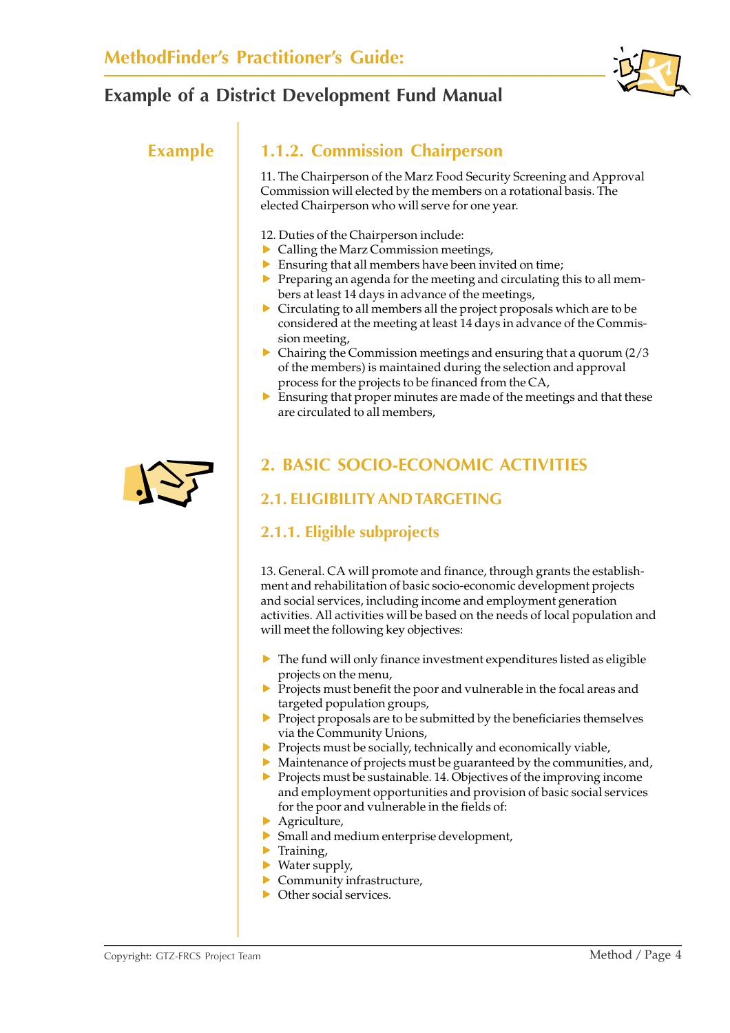Example

### 1.1.2. Commission Chairperson

11. The Chairperson of the Marz Food Security Screening and Approval Commission will elected by the members on a rotational basis. The elected Chairperson who will serve for one year.

12. Duties of the Chairperson include:

- Calling the Marz Commission meetings,
- Ensuring that all members have been invited on time;
- Preparing an agenda for the meeting and circulating this to all members at least 14 days in advance of the meetings,
- Circulating to all members all the project proposals which are to be considered at the meeting at least 14 days in advance of the Commission meeting,
- Chairing the Commission meetings and ensuring that a quorum (2/3 of the members) is maintained during the selection and approval process for the projects to be financed from the CA,
- Ensuring that proper minutes are made of the meetings and that these are circulated to all members,

## 2. BASIC SOCIO-ECONOMIC ACTIVITIES

### 2.1. ELIGIBILITY AND TARGETING

#### 2.1.1. Eligible subprojects

13. General. CA will promote and finance, through grants the establishment and rehabilitation of basic socio-economic development projects and social services, including income and employment generation activities. All activities will be based on the needs of local population and will meet the following key objectives:

- The fund will only finance investment expenditures listed as eligible projects on the menu,
- Projects must benefit the poor and vulnerable in the focal areas and targeted population groups,
- Project proposals are to be submitted by the beneficiaries themselves via the Community Unions,
- Projects must be socially, technically and economically viable,
- Maintenance of projects must be guaranteed by the communities, and,
- Projects must be sustainable. 14. Objectives of the improving income and employment opportunities and provision of basic social services for the poor and vulnerable in the fields of:
- Agriculture,
- Small and medium enterprise development,
- Training,
- Water supply,
- Community infrastructure,
- Other social services.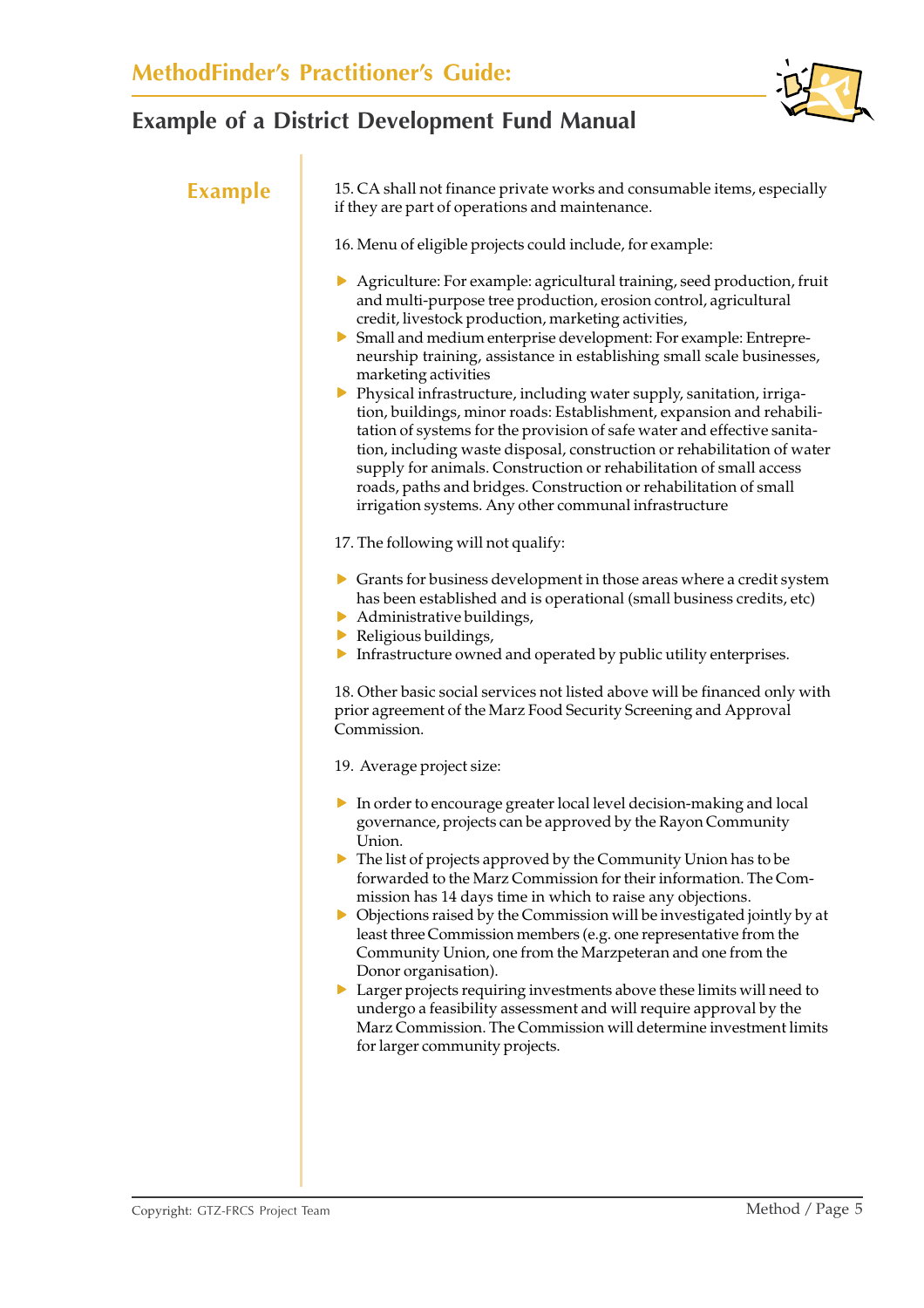**Example**

15. CA shall not finance private works and consumable items, especially if they are part of operations and maintenance.

16. Menu of eligible projects could include, for example:

- Agriculture: For example: agricultural training, seed production, fruit and multi-purpose tree production, erosion control, agricultural credit, livestock production, marketing activities,
- Small and medium enterprise development: For example: Entrepreneurship training, assistance in establishing small scale businesses, marketing activities
- Physical infrastructure, including water supply, sanitation, irrigation, buildings, minor roads: Establishment, expansion and rehabilitation of systems for the provision of safe water and effective sanitation, including waste disposal, construction or rehabilitation of water supply for animals. Construction or rehabilitation of small access roads, paths and bridges. Construction or rehabilitation of small irrigation systems. Any other communal infrastructure

17. The following will not qualify:

- Grants for business development in those areas where a credit system has been established and is operational (small business credits, etc)
- Administrative buildings,
- Religious buildings,
- Infrastructure owned and operated by public utility enterprises.

18. Other basic social services not listed above will be financed only with prior agreement of the Marz Food Security Screening and Approval Commission.

19. Average project size:

- In order to encourage greater local level decision-making and local governance, projects can be approved by the Rayon Community Union.
- The list of projects approved by the Community Union has to be forwarded to the Marz Commission for their information. The Commission has 14 days time in which to raise any objections.
- Objections raised by the Commission will be investigated jointly by at least three Commission members (e.g. one representative from the Community Union, one from the Marzpeteran and one from the Donor organisation).
- Larger projects requiring investments above these limits will need to undergo a feasibility assessment and will require approval by the Marz Commission. The Commission will determine investment limits for larger community projects.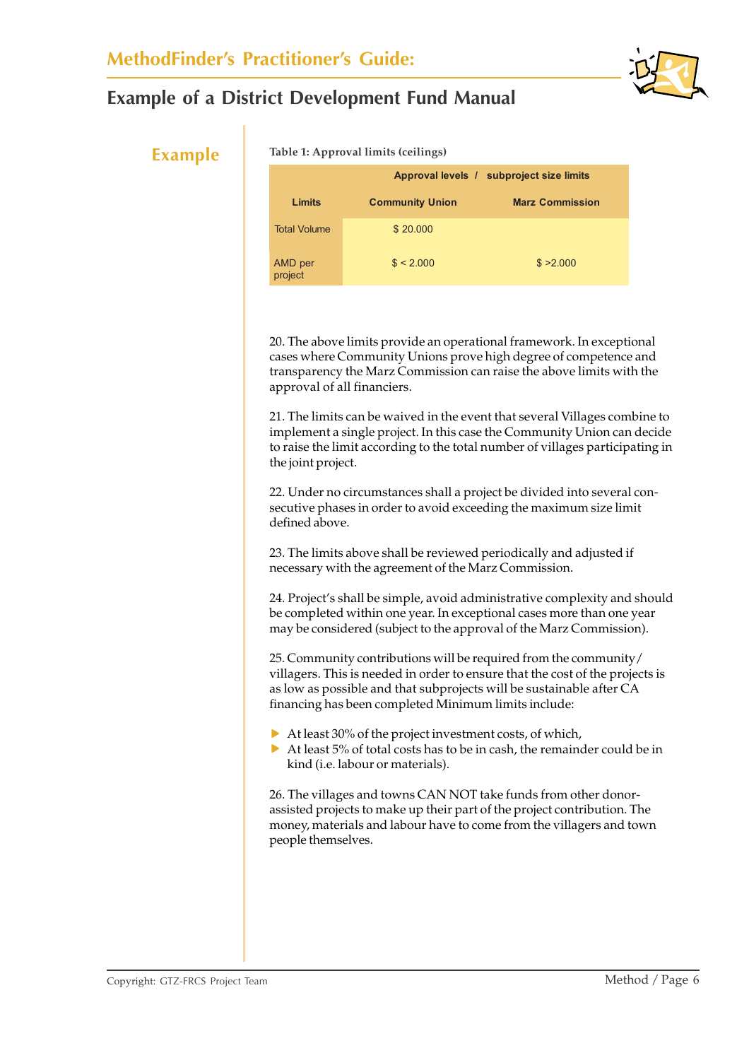## Example

**Table 1: Approval limits (ceilings)**

| | Approval levels / subproject size limits | |
|---|---|---|
| **Limits** | **Community Union** | **Marz Commission** |
| Total Volume | $ 20.000 | |
| AMD per project | $ < 2.000 | $ >2.000 |

20. The above limits provide an operational framework. In exceptional cases where Community Unions prove high degree of competence and transparency the Marz Commission can raise the above limits with the approval of all financiers.

21. The limits can be waived in the event that several Villages combine to implement a single project. In this case the Community Union can decide to raise the limit according to the total number of villages participating in the joint project.

22. Under no circumstances shall a project be divided into several consecutive phases in order to avoid exceeding the maximum size limit defined above.

23. The limits above shall be reviewed periodically and adjusted if necessary with the agreement of the Marz Commission.

24. Project's shall be simple, avoid administrative complexity and should be completed within one year. In exceptional cases more than one year may be considered (subject to the approval of the Marz Commission).

25. Community contributions will be required from the community/ villagers. This is needed in order to ensure that the cost of the projects is as low as possible and that subprojects will be sustainable after CA financing has been completed Minimum limits include:

- At least 30% of the project investment costs, of which,
- At least 5% of total costs has to be in cash, the remainder could be in kind (i.e. labour or materials).

26. The villages and towns CAN NOT take funds from other donor-assisted projects to make up their part of the project contribution. The money, materials and labour have to come from the villagers and town people themselves.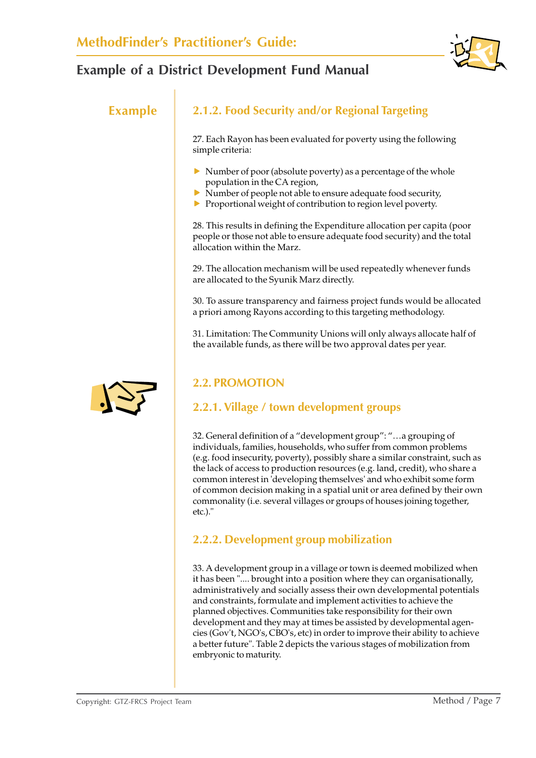Example

### 2.1.2. Food Security and/or Regional Targeting

27. Each Rayon has been evaluated for poverty using the following simple criteria:

- Number of poor (absolute poverty) as a percentage of the whole population in the CA region,
- Number of people not able to ensure adequate food security,
- Proportional weight of contribution to region level poverty.

28. This results in defining the Expenditure allocation per capita (poor people or those not able to ensure adequate food security) and the total allocation within the Marz.

29. The allocation mechanism will be used repeatedly whenever funds are allocated to the Syunik Marz directly.

30. To assure transparency and fairness project funds would be allocated a priori among Rayons according to this targeting methodology.

31. Limitation: The Community Unions will only always allocate half of the available funds, as there will be two approval dates per year.

## 2.2. PROMOTION

### 2.2.1. Village / town development groups

32. General definition of a "development group": "…a grouping of individuals, families, households, who suffer from common problems (e.g. food insecurity, poverty), possibly share a similar constraint, such as the lack of access to production resources (e.g. land, credit), who share a common interest in 'developing themselves' and who exhibit some form of common decision making in a spatial unit or area defined by their own commonality (i.e. several villages or groups of houses joining together, etc.)."

### 2.2.2. Development group mobilization

33. A development group in a village or town is deemed mobilized when it has been ".... brought into a position where they can organisationally, administratively and socially assess their own developmental potentials and constraints, formulate and implement activities to achieve the planned objectives. Communities take responsibility for their own development and they may at times be assisted by developmental agencies (Gov't, NGO's, CBO's, etc) in order to improve their ability to achieve a better future". Table 2 depicts the various stages of mobilization from embryonic to maturity.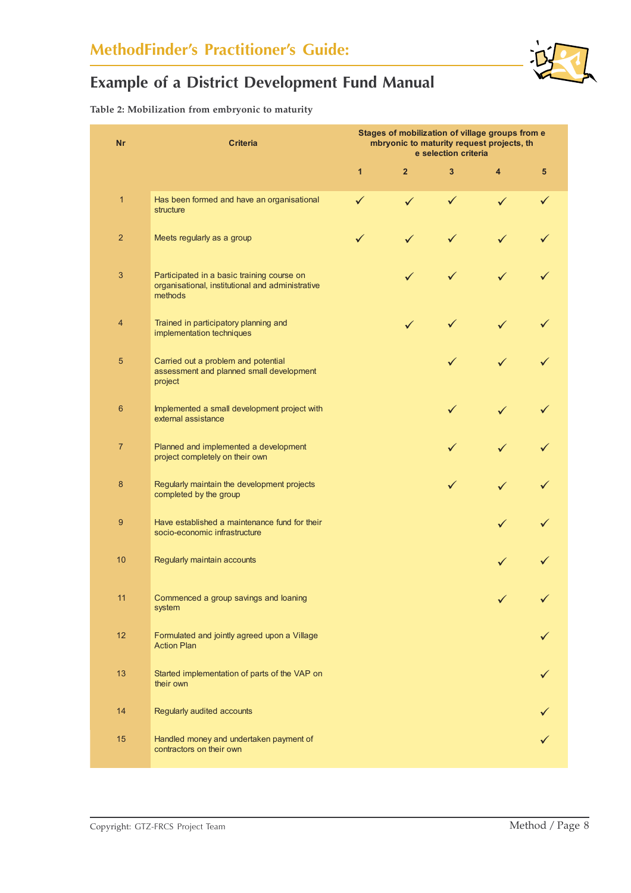## MethodFinder's Practitioner's Guide:

# Example of a District Development Fund Manual

**Table 2: Mobilization from embryonic to maturity**

| Nr | Criteria | Stages of mobilization of village groups from e mbryonic to maturity request projects, th e selection criteria | | | | |
|---|---|---|---|---|---|---|
| | | 1 | 2 | 3 | 4 | 5 |
| 1 | Has been formed and have an organisational structure | ✓ | ✓ | ✓ | ✓ | ✓ |
| 2 | Meets regularly as a group | ✓ | ✓ | ✓ | ✓ | ✓ |
| 3 | Participated in a basic training course on organisational, institutional and administrative methods | | ✓ | ✓ | ✓ | ✓ |
| 4 | Trained in participatory planning and implementation techniques | | ✓ | ✓ | ✓ | ✓ |
| 5 | Carried out a problem and potential assessment and planned small development project | | | ✓ | ✓ | ✓ |
| 6 | Implemented a small development project with external assistance | | | ✓ | ✓ | ✓ |
| 7 | Planned and implemented a development project completely on their own | | | ✓ | ✓ | ✓ |
| 8 | Regularly maintain the development projects completed by the group | | | ✓ | ✓ | ✓ |
| 9 | Have established a maintenance fund for their socio-economic infrastructure | | | | ✓ | ✓ |
| 10 | Regularly maintain accounts | | | | ✓ | ✓ |
| 11 | Commenced a group savings and loaning system | | | | ✓ | ✓ |
| 12 | Formulated and jointly agreed upon a Village Action Plan | | | | | ✓ |
| 13 | Started implementation of parts of the VAP on their own | | | | | ✓ |
| 14 | Regularly audited accounts | | | | | ✓ |
| 15 | Handled money and undertaken payment of contractors on their own | | | | | ✓ |

Copyright: GTZ-FRCS Project Team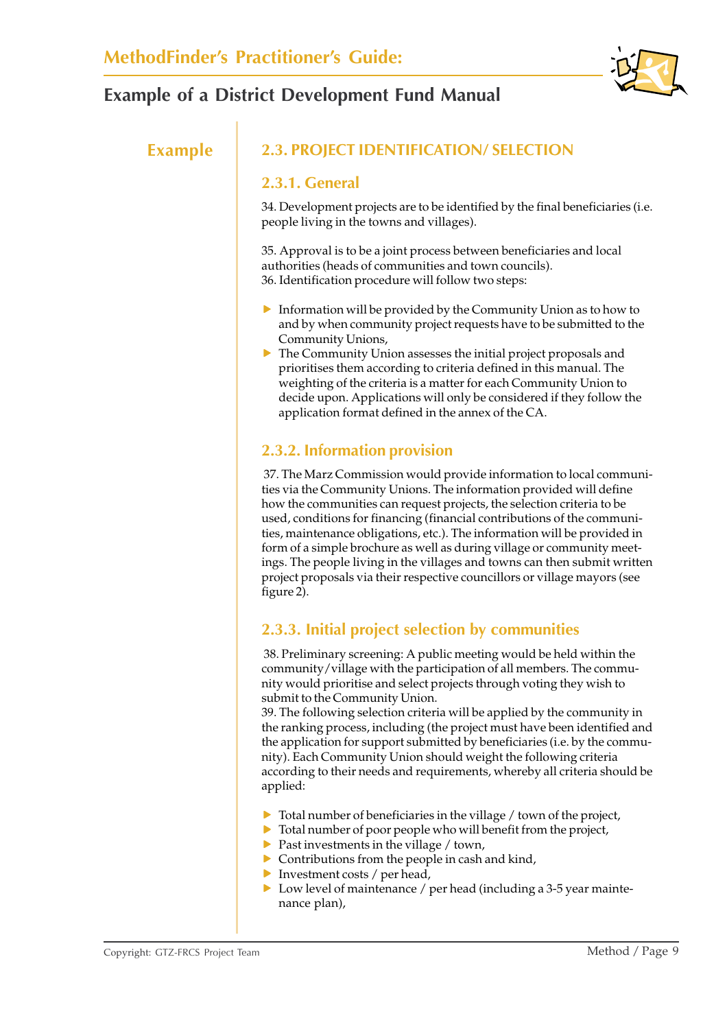**Example**

## 2.3. PROJECT IDENTIFICATION/ SELECTION

### 2.3.1. General

34. Development projects are to be identified by the final beneficiaries (i.e. people living in the towns and villages).

35. Approval is to be a joint process between beneficiaries and local authorities (heads of communities and town councils).
36. Identification procedure will follow two steps:

- Information will be provided by the Community Union as to how to and by when community project requests have to be submitted to the Community Unions,
- The Community Union assesses the initial project proposals and prioritises them according to criteria defined in this manual. The weighting of the criteria is a matter for each Community Union to decide upon. Applications will only be considered if they follow the application format defined in the annex of the CA.

### 2.3.2. Information provision

37. The Marz Commission would provide information to local communities via the Community Unions. The information provided will define how the communities can request projects, the selection criteria to be used, conditions for financing (financial contributions of the communities, maintenance obligations, etc.). The information will be provided in form of a simple brochure as well as during village or community meetings. The people living in the villages and towns can then submit written project proposals via their respective councillors or village mayors (see figure 2).

### 2.3.3. Initial project selection by communities

38. Preliminary screening: A public meeting would be held within the community/village with the participation of all members. The community would prioritise and select projects through voting they wish to submit to the Community Union.
39. The following selection criteria will be applied by the community in the ranking process, including (the project must have been identified and the application for support submitted by beneficiaries (i.e. by the community). Each Community Union should weight the following criteria according to their needs and requirements, whereby all criteria should be applied:

- Total number of beneficiaries in the village / town of the project,
- Total number of poor people who will benefit from the project,
- Past investments in the village / town,
- Contributions from the people in cash and kind,
- Investment costs / per head,
- Low level of maintenance / per head (including a 3-5 year maintenance plan),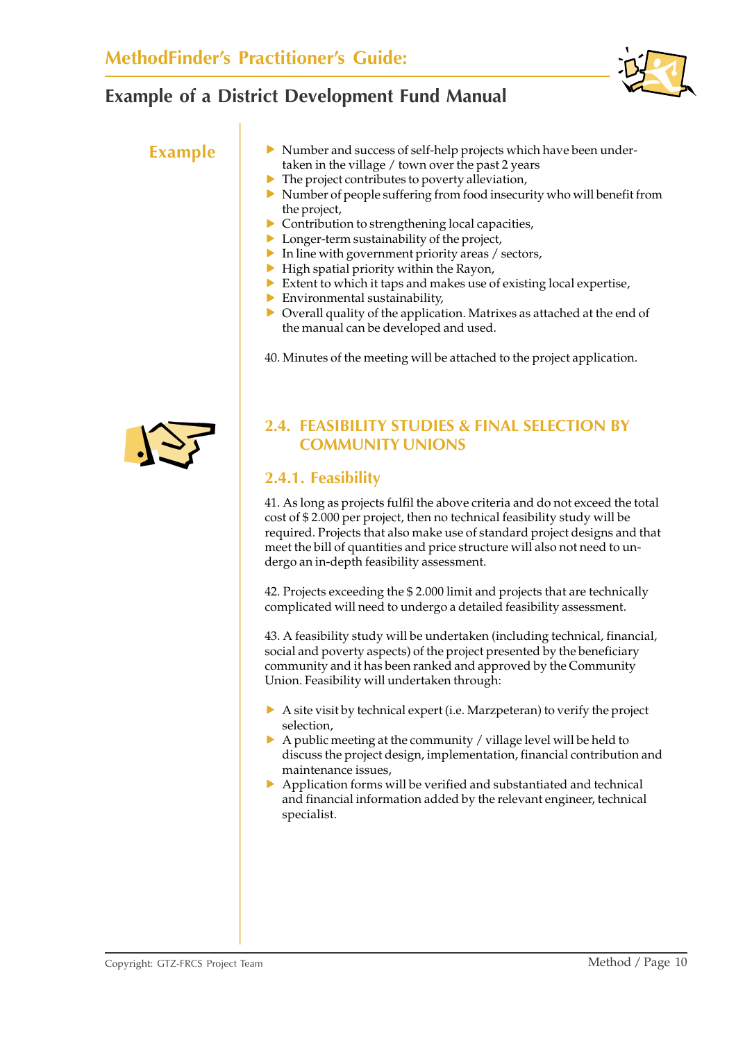Example

- Number and success of self-help projects which have been undertaken in the village / town over the past 2 years
- The project contributes to poverty alleviation,
- Number of people suffering from food insecurity who will benefit from the project,
- Contribution to strengthening local capacities,
- Longer-term sustainability of the project,
- In line with government priority areas / sectors,
- High spatial priority within the Rayon,
- Extent to which it taps and makes use of existing local expertise,
- Environmental sustainability,
- Overall quality of the application. Matrixes as attached at the end of the manual can be developed and used.

40. Minutes of the meeting will be attached to the project application.

## 2.4. FEASIBILITY STUDIES & FINAL SELECTION BY COMMUNITY UNIONS

### 2.4.1. Feasibility

41. As long as projects fulfil the above criteria and do not exceed the total cost of $ 2.000 per project, then no technical feasibility study will be required. Projects that also make use of standard project designs and that meet the bill of quantities and price structure will also not need to undergo an in-depth feasibility assessment.

42. Projects exceeding the $ 2.000 limit and projects that are technically complicated will need to undergo a detailed feasibility assessment.

43. A feasibility study will be undertaken (including technical, financial, social and poverty aspects) of the project presented by the beneficiary community and it has been ranked and approved by the Community Union. Feasibility will undertaken through:

- A site visit by technical expert (i.e. Marzpeteran) to verify the project selection,
- A public meeting at the community / village level will be held to discuss the project design, implementation, financial contribution and maintenance issues,
- Application forms will be verified and substantiated and technical and financial information added by the relevant engineer, technical specialist.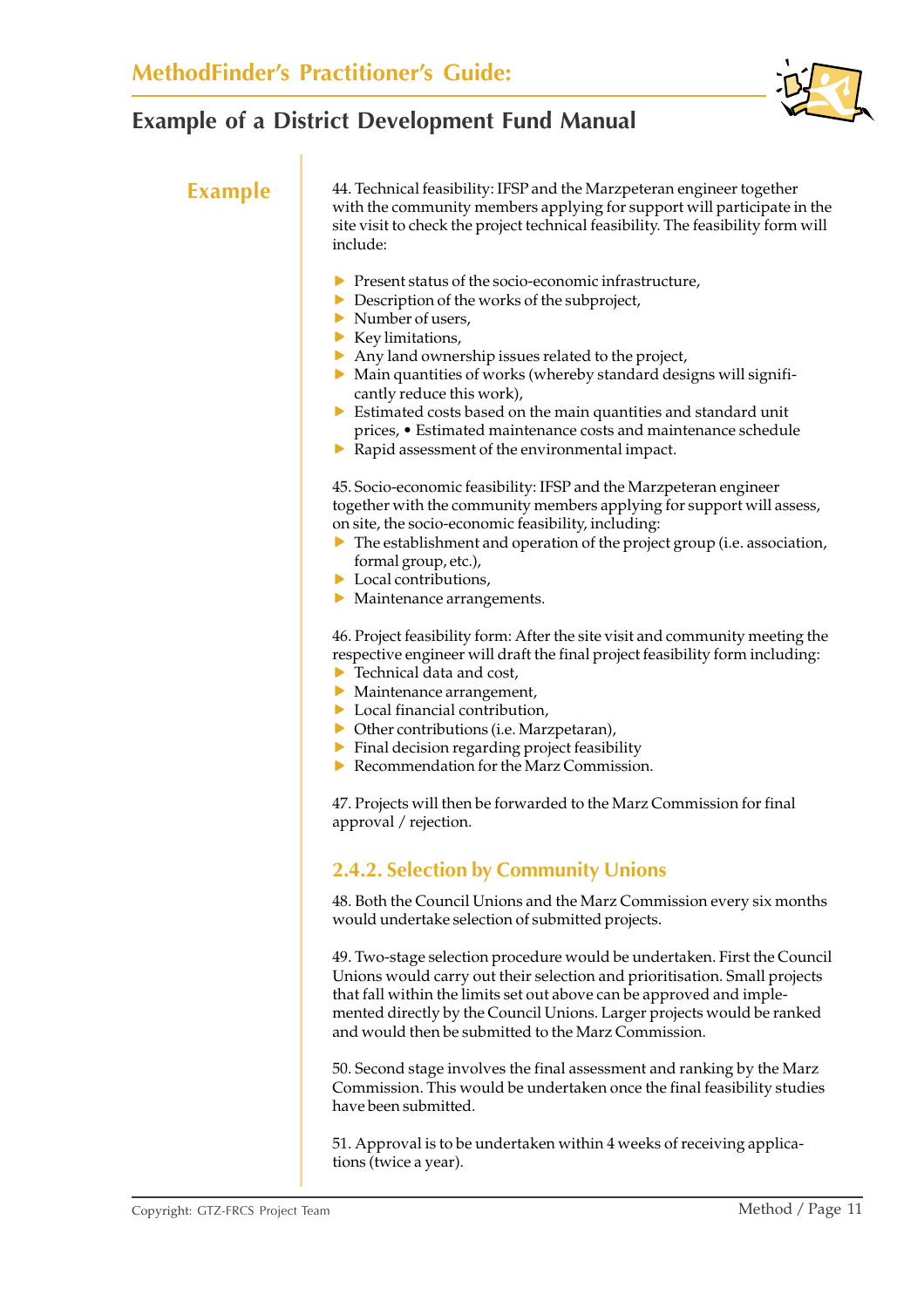**Example**

44. Technical feasibility: IFSP and the Marzpeteran engineer together with the community members applying for support will participate in the site visit to check the project technical feasibility. The feasibility form will include:

- Present status of the socio-economic infrastructure,
- Description of the works of the subproject,
- Number of users,
- Key limitations,
- Any land ownership issues related to the project,
- Main quantities of works (whereby standard designs will significantly reduce this work),
- Estimated costs based on the main quantities and standard unit prices, • Estimated maintenance costs and maintenance schedule
- Rapid assessment of the environmental impact.

45. Socio-economic feasibility: IFSP and the Marzpeteran engineer together with the community members applying for support will assess, on site, the socio-economic feasibility, including:

- The establishment and operation of the project group (i.e. association, formal group, etc.),
- Local contributions,
- Maintenance arrangements.

46. Project feasibility form: After the site visit and community meeting the respective engineer will draft the final project feasibility form including:

- Technical data and cost,
- Maintenance arrangement,
- Local financial contribution,
- Other contributions (i.e. Marzpetaran),
- Final decision regarding project feasibility
- Recommendation for the Marz Commission.

47. Projects will then be forwarded to the Marz Commission for final approval / rejection.

### 2.4.2. Selection by Community Unions

48. Both the Council Unions and the Marz Commission every six months would undertake selection of submitted projects.

49. Two-stage selection procedure would be undertaken. First the Council Unions would carry out their selection and prioritisation. Small projects that fall within the limits set out above can be approved and implemented directly by the Council Unions. Larger projects would be ranked and would then be submitted to the Marz Commission.

50. Second stage involves the final assessment and ranking by the Marz Commission. This would be undertaken once the final feasibility studies have been submitted.

51. Approval is to be undertaken within 4 weeks of receiving applications (twice a year).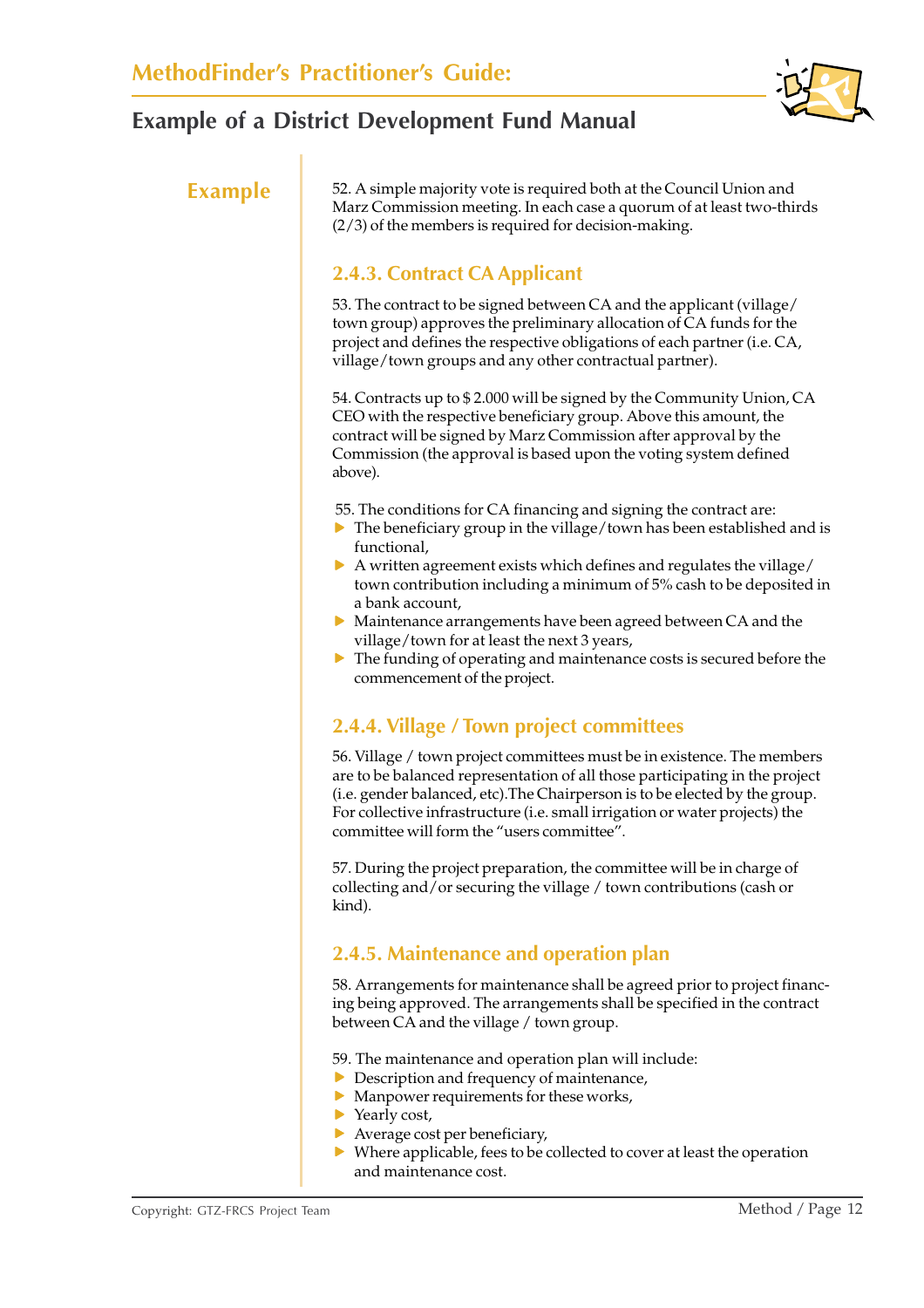**Example**

52. A simple majority vote is required both at the Council Union and Marz Commission meeting. In each case a quorum of at least two-thirds (2/3) of the members is required for decision-making.

### 2.4.3. Contract CA Applicant

53. The contract to be signed between CA and the applicant (village/ town group) approves the preliminary allocation of CA funds for the project and defines the respective obligations of each partner (i.e. CA, village/town groups and any other contractual partner).

54. Contracts up to $ 2.000 will be signed by the Community Union, CA CEO with the respective beneficiary group. Above this amount, the contract will be signed by Marz Commission after approval by the Commission (the approval is based upon the voting system defined above).

55. The conditions for CA financing and signing the contract are:

- The beneficiary group in the village/town has been established and is functional,
- A written agreement exists which defines and regulates the village/ town contribution including a minimum of 5% cash to be deposited in a bank account,
- Maintenance arrangements have been agreed between CA and the village/town for at least the next 3 years,
- The funding of operating and maintenance costs is secured before the commencement of the project.

### 2.4.4. Village / Town project committees

56. Village / town project committees must be in existence. The members are to be balanced representation of all those participating in the project (i.e. gender balanced, etc).The Chairperson is to be elected by the group. For collective infrastructure (i.e. small irrigation or water projects) the committee will form the “users committee”.

57. During the project preparation, the committee will be in charge of collecting and/or securing the village / town contributions (cash or kind).

### 2.4.5. Maintenance and operation plan

58. Arrangements for maintenance shall be agreed prior to project financing being approved. The arrangements shall be specified in the contract between CA and the village / town group.

59. The maintenance and operation plan will include:

- Description and frequency of maintenance,
- Manpower requirements for these works,
- Yearly cost,
- Average cost per beneficiary,
- Where applicable, fees to be collected to cover at least the operation and maintenance cost.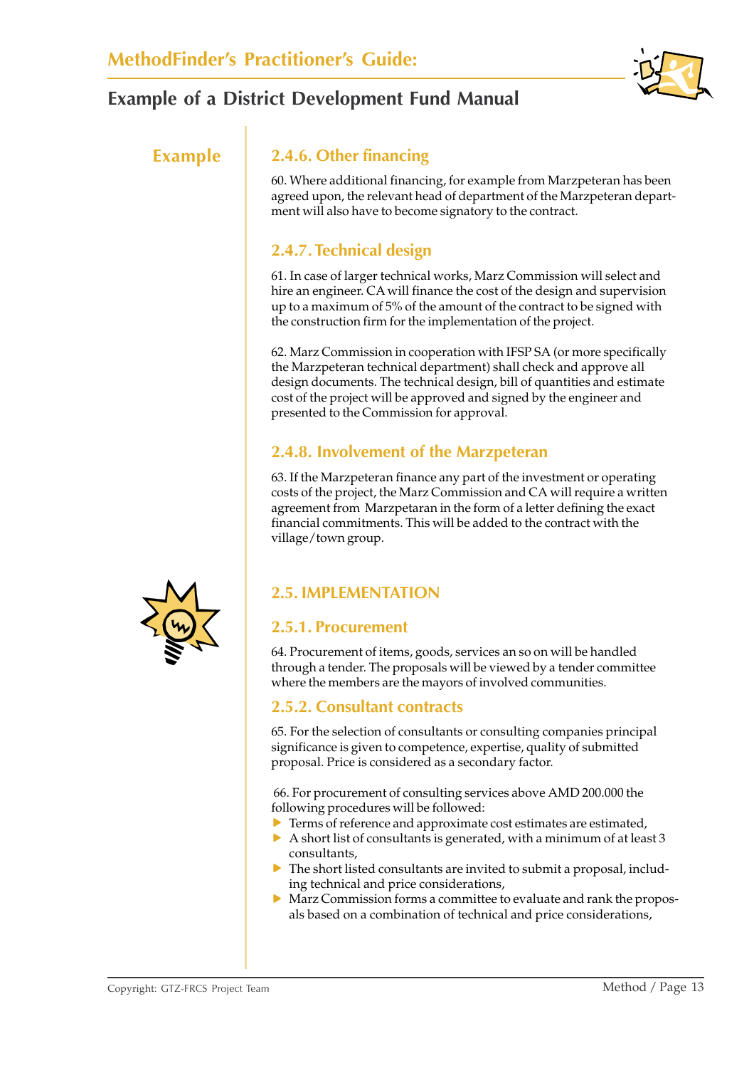**Example**

### 2.4.6. Other financing

60. Where additional financing, for example from Marzpeteran has been agreed upon, the relevant head of department of the Marzpeteran department will also have to become signatory to the contract.

### 2.4.7. Technical design

61. In case of larger technical works, Marz Commission will select and hire an engineer. CA will finance the cost of the design and supervision up to a maximum of 5% of the amount of the contract to be signed with the construction firm for the implementation of the project.

62. Marz Commission in cooperation with IFSP SA (or more specifically the Marzpeteran technical department) shall check and approve all design documents. The technical design, bill of quantities and estimate cost of the project will be approved and signed by the engineer and presented to the Commission for approval.

### 2.4.8. Involvement of the Marzpeteran

63. If the Marzpeteran finance any part of the investment or operating costs of the project, the Marz Commission and CA will require a written agreement from Marzpetaran in the form of a letter defining the exact financial commitments. This will be added to the contract with the village/town group.

## 2.5. IMPLEMENTATION

### 2.5.1. Procurement

64. Procurement of items, goods, services an so on will be handled through a tender. The proposals will be viewed by a tender committee where the members are the mayors of involved communities.

### 2.5.2. Consultant contracts

65. For the selection of consultants or consulting companies principal significance is given to competence, expertise, quality of submitted proposal. Price is considered as a secondary factor.

66. For procurement of consulting services above AMD 200.000 the following procedures will be followed:

- Terms of reference and approximate cost estimates are estimated,
- A short list of consultants is generated, with a minimum of at least 3 consultants,
- The short listed consultants are invited to submit a proposal, including technical and price considerations,
- Marz Commission forms a committee to evaluate and rank the proposals based on a combination of technical and price considerations,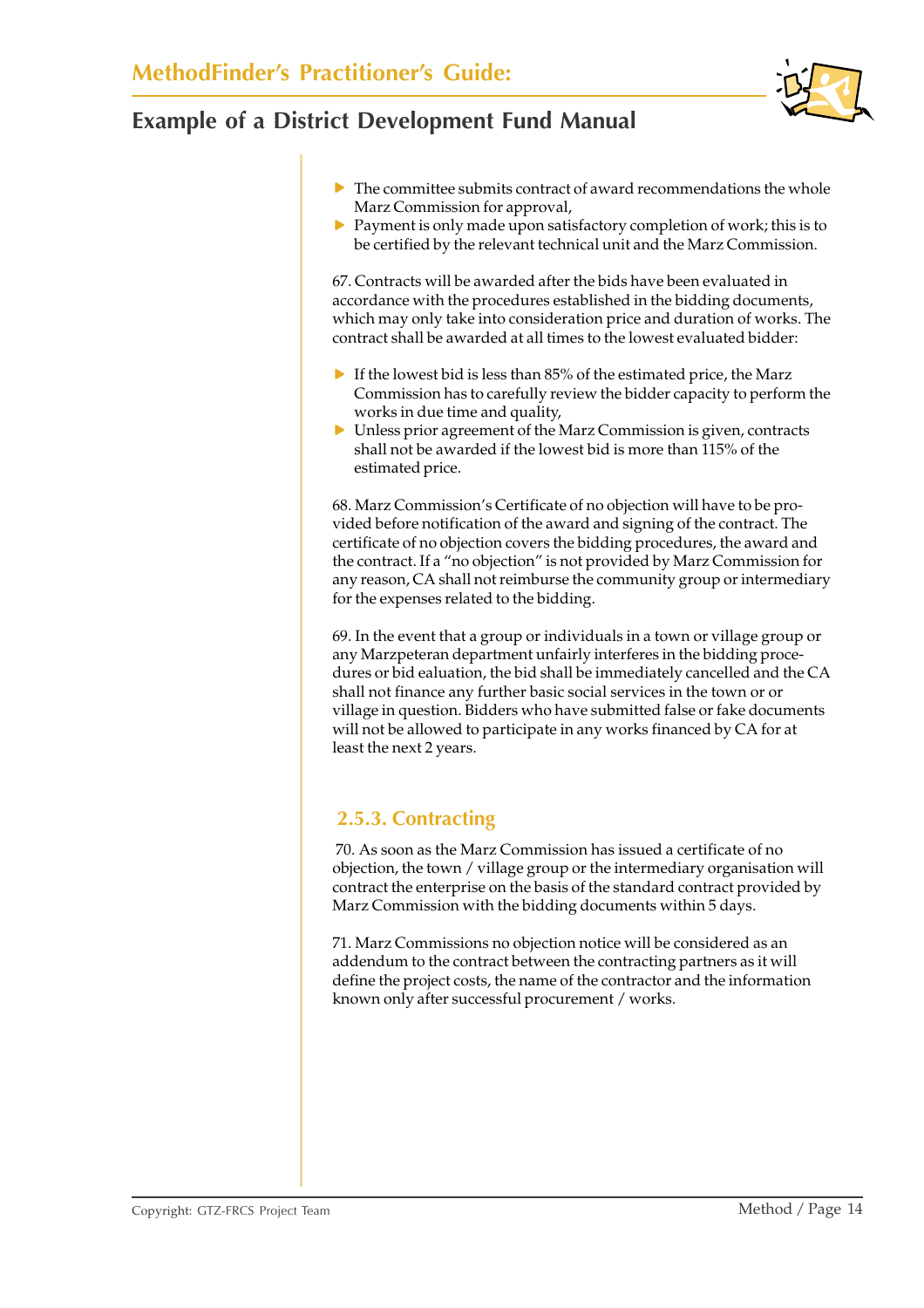- The committee submits contract of award recommendations the whole Marz Commission for approval,
- Payment is only made upon satisfactory completion of work; this is to be certified by the relevant technical unit and the Marz Commission.

67. Contracts will be awarded after the bids have been evaluated in accordance with the procedures established in the bidding documents, which may only take into consideration price and duration of works. The contract shall be awarded at all times to the lowest evaluated bidder:

- If the lowest bid is less than 85% of the estimated price, the Marz Commission has to carefully review the bidder capacity to perform the works in due time and quality,
- Unless prior agreement of the Marz Commission is given, contracts shall not be awarded if the lowest bid is more than 115% of the estimated price.

68. Marz Commission's Certificate of no objection will have to be provided before notification of the award and signing of the contract. The certificate of no objection covers the bidding procedures, the award and the contract. If a "no objection" is not provided by Marz Commission for any reason, CA shall not reimburse the community group or intermediary for the expenses related to the bidding.

69. In the event that a group or individuals in a town or village group or any Marzpeteran department unfairly interferes in the bidding procedures or bid ealuation, the bid shall be immediately cancelled and the CA shall not finance any further basic social services in the town or or village in question. Bidders who have submitted false or fake documents will not be allowed to participate in any works financed by CA for at least the next 2 years.

### 2.5.3. Contracting

70. As soon as the Marz Commission has issued a certificate of no objection, the town / village group or the intermediary organisation will contract the enterprise on the basis of the standard contract provided by Marz Commission with the bidding documents within 5 days.

71. Marz Commissions no objection notice will be considered as an addendum to the contract between the contracting partners as it will define the project costs, the name of the contractor and the information known only after successful procurement / works.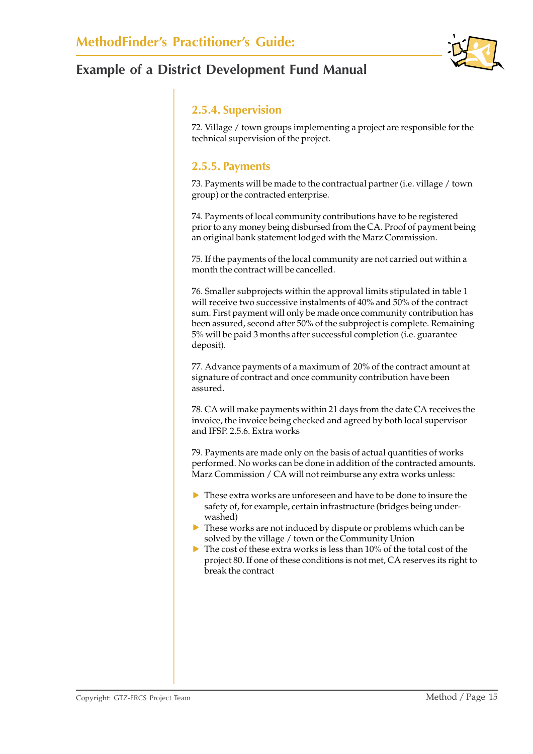### 2.5.4. Supervision

72. Village / town groups implementing a project are responsible for the technical supervision of the project.

### 2.5.5. Payments

73. Payments will be made to the contractual partner (i.e. village / town group) or the contracted enterprise.

74. Payments of local community contributions have to be registered prior to any money being disbursed from the CA. Proof of payment being an original bank statement lodged with the Marz Commission.

75. If the payments of the local community are not carried out within a month the contract will be cancelled.

76. Smaller subprojects within the approval limits stipulated in table 1 will receive two successive instalments of 40% and 50% of the contract sum. First payment will only be made once community contribution has been assured, second after 50% of the subproject is complete. Remaining 5% will be paid 3 months after successful completion (i.e. guarantee deposit).

77. Advance payments of a maximum of 20% of the contract amount at signature of contract and once community contribution have been assured.

78. CA will make payments within 21 days from the date CA receives the invoice, the invoice being checked and agreed by both local supervisor and IFSP. 2.5.6. Extra works

79. Payments are made only on the basis of actual quantities of works performed. No works can be done in addition of the contracted amounts. Marz Commission / CA will not reimburse any extra works unless:

- These extra works are unforeseen and have to be done to insure the safety of, for example, certain infrastructure (bridges being under-washed)
- These works are not induced by dispute or problems which can be solved by the village / town or the Community Union
- The cost of these extra works is less than 10% of the total cost of the project 80. If one of these conditions is not met, CA reserves its right to break the contract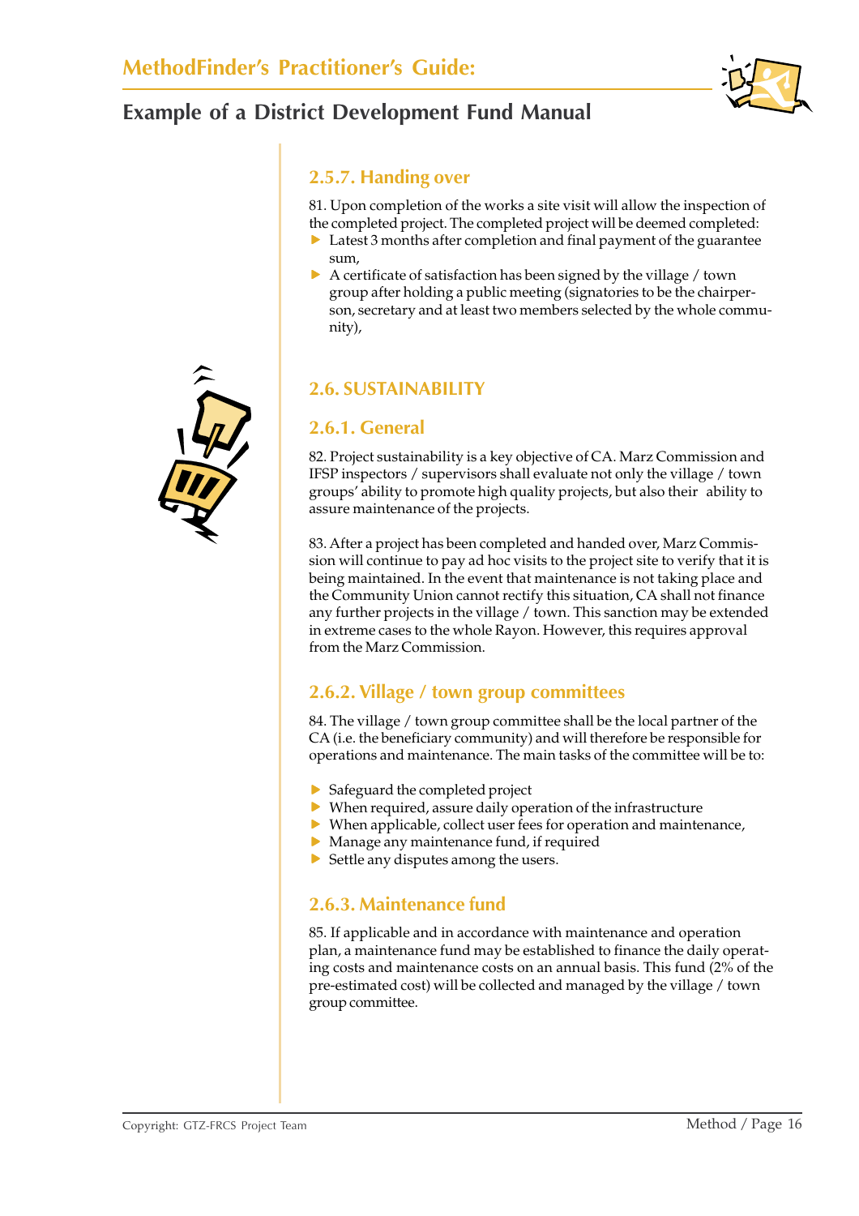### 2.5.7. Handing over

81. Upon completion of the works a site visit will allow the inspection of the completed project. The completed project will be deemed completed:

- Latest 3 months after completion and final payment of the guarantee sum,
- A certificate of satisfaction has been signed by the village / town group after holding a public meeting (signatories to be the chairperson, secretary and at least two members selected by the whole community),

## 2.6. SUSTAINABILITY

### 2.6.1. General

82. Project sustainability is a key objective of CA. Marz Commission and IFSP inspectors / supervisors shall evaluate not only the village / town groups' ability to promote high quality projects, but also their ability to assure maintenance of the projects.

83. After a project has been completed and handed over, Marz Commission will continue to pay ad hoc visits to the project site to verify that it is being maintained. In the event that maintenance is not taking place and the Community Union cannot rectify this situation, CA shall not finance any further projects in the village / town. This sanction may be extended in extreme cases to the whole Rayon. However, this requires approval from the Marz Commission.

### 2.6.2. Village / town group committees

84. The village / town group committee shall be the local partner of the CA (i.e. the beneficiary community) and will therefore be responsible for operations and maintenance. The main tasks of the committee will be to:

- Safeguard the completed project
- When required, assure daily operation of the infrastructure
- When applicable, collect user fees for operation and maintenance,
- Manage any maintenance fund, if required
- Settle any disputes among the users.

### 2.6.3. Maintenance fund

85. If applicable and in accordance with maintenance and operation plan, a maintenance fund may be established to finance the daily operating costs and maintenance costs on an annual basis. This fund (2% of the pre-estimated cost) will be collected and managed by the village / town group committee.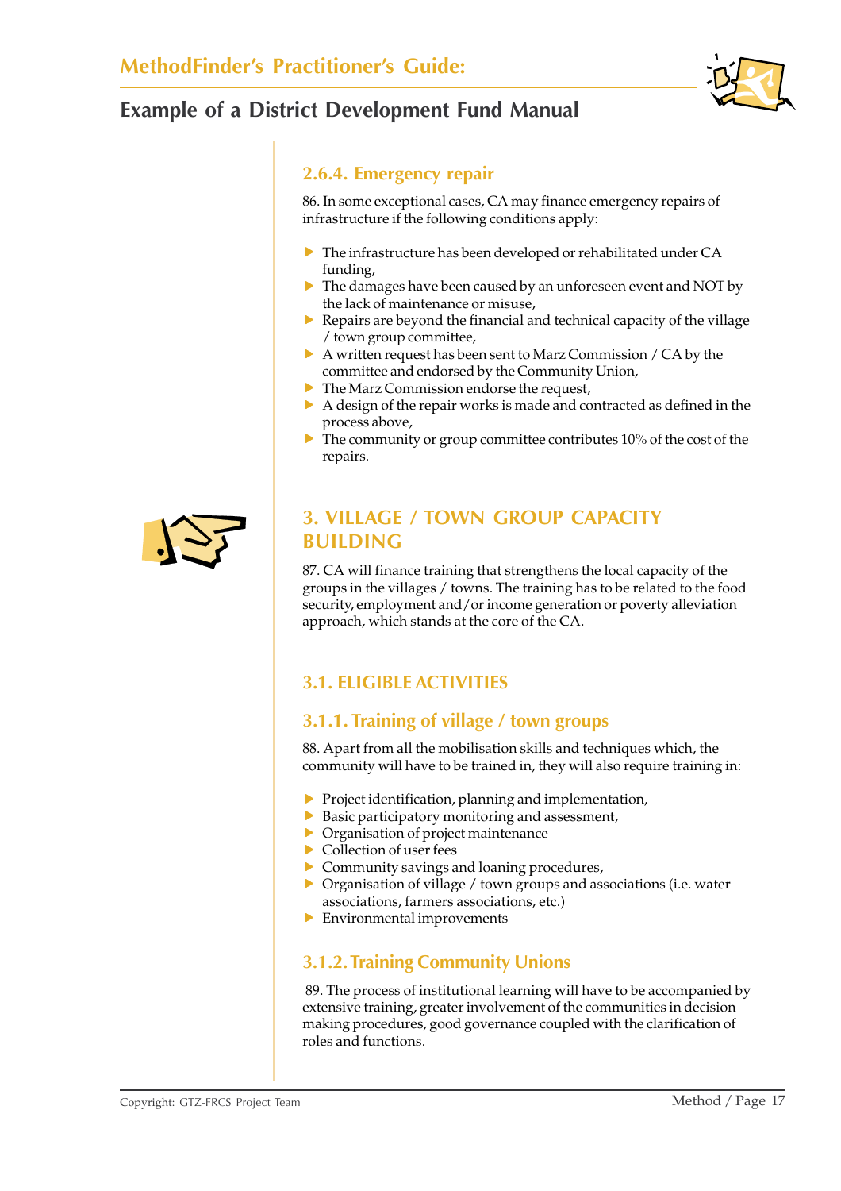### 2.6.4. Emergency repair

86. In some exceptional cases, CA may finance emergency repairs of infrastructure if the following conditions apply:

- The infrastructure has been developed or rehabilitated under CA funding,
- The damages have been caused by an unforeseen event and NOT by the lack of maintenance or misuse,
- Repairs are beyond the financial and technical capacity of the village / town group committee,
- A written request has been sent to Marz Commission / CA by the committee and endorsed by the Community Union,
- The Marz Commission endorse the request,
- A design of the repair works is made and contracted as defined in the process above,
- The community or group committee contributes 10% of the cost of the repairs.

# 3. VILLAGE / TOWN GROUP CAPACITY BUILDING

87. CA will finance training that strengthens the local capacity of the groups in the villages / towns. The training has to be related to the food security, employment and/or income generation or poverty alleviation approach, which stands at the core of the CA.

## 3.1. ELIGIBLE ACTIVITIES

### 3.1.1. Training of village / town groups

88. Apart from all the mobilisation skills and techniques which, the community will have to be trained in, they will also require training in:

- Project identification, planning and implementation,
- Basic participatory monitoring and assessment,
- Organisation of project maintenance
- Collection of user fees
- Community savings and loaning procedures,
- Organisation of village / town groups and associations (i.e. water associations, farmers associations, etc.)
- Environmental improvements

### 3.1.2. Training Community Unions

89. The process of institutional learning will have to be accompanied by extensive training, greater involvement of the communities in decision making procedures, good governance coupled with the clarification of roles and functions.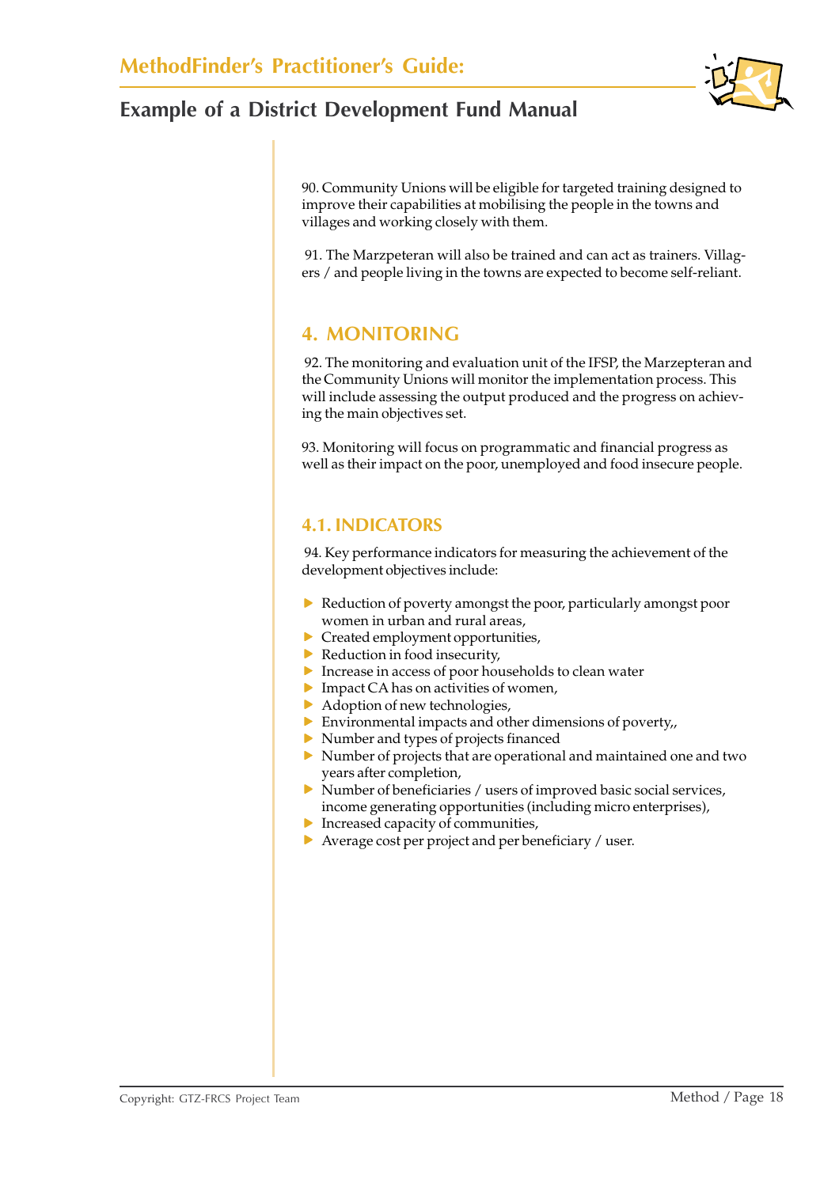90. Community Unions will be eligible for targeted training designed to improve their capabilities at mobilising the people in the towns and villages and working closely with them.

91. The Marzpeteran will also be trained and can act as trainers. Villagers / and people living in the towns are expected to become self-reliant.

## 4. MONITORING

92. The monitoring and evaluation unit of the IFSP, the Marzepteran and the Community Unions will monitor the implementation process. This will include assessing the output produced and the progress on achieving the main objectives set.

93. Monitoring will focus on programmatic and financial progress as well as their impact on the poor, unemployed and food insecure people.

### 4.1. INDICATORS

94. Key performance indicators for measuring the achievement of the development objectives include:

- Reduction of poverty amongst the poor, particularly amongst poor women in urban and rural areas,
- Created employment opportunities,
- Reduction in food insecurity,
- Increase in access of poor households to clean water
- Impact CA has on activities of women,
- Adoption of new technologies,
- Environmental impacts and other dimensions of poverty,,
- Number and types of projects financed
- Number of projects that are operational and maintained one and two years after completion,
- Number of beneficiaries / users of improved basic social services, income generating opportunities (including micro enterprises),
- Increased capacity of communities,
- Average cost per project and per beneficiary / user.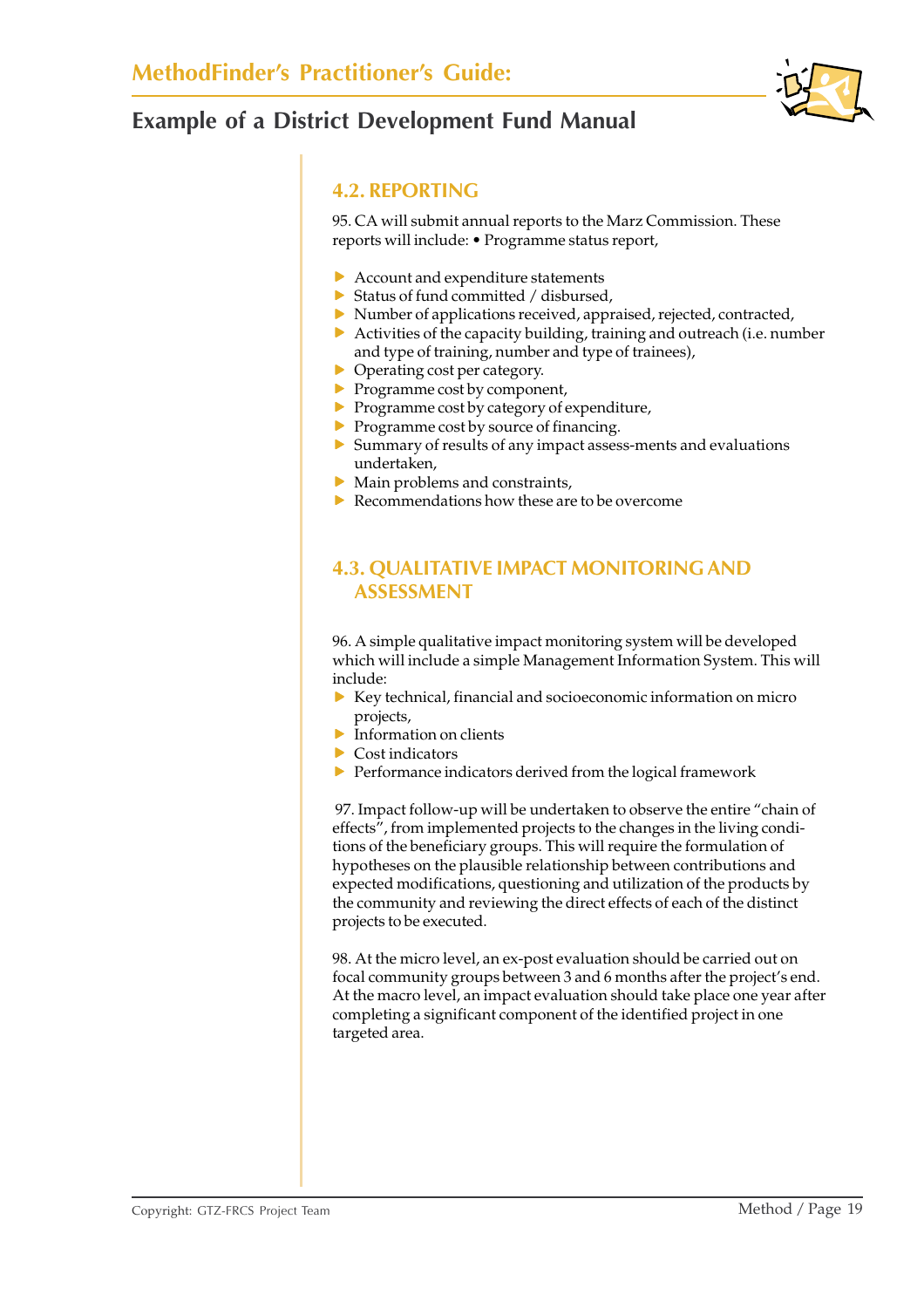## 4.2. REPORTING

95. CA will submit annual reports to the Marz Commission. These reports will include: • Programme status report,

- Account and expenditure statements
- Status of fund committed / disbursed,
- Number of applications received, appraised, rejected, contracted,
- Activities of the capacity building, training and outreach (i.e. number and type of training, number and type of trainees),
- Operating cost per category.
- Programme cost by component,
- Programme cost by category of expenditure,
- Programme cost by source of financing.
- Summary of results of any impact assess-ments and evaluations undertaken,
- Main problems and constraints,
- Recommendations how these are to be overcome

## 4.3. QUALITATIVE IMPACT MONITORING AND ASSESSMENT

96. A simple qualitative impact monitoring system will be developed which will include a simple Management Information System. This will include:

- Key technical, financial and socioeconomic information on micro projects,
- Information on clients
- Cost indicators
- Performance indicators derived from the logical framework

97. Impact follow-up will be undertaken to observe the entire "chain of effects", from implemented projects to the changes in the living conditions of the beneficiary groups. This will require the formulation of hypotheses on the plausible relationship between contributions and expected modifications, questioning and utilization of the products by the community and reviewing the direct effects of each of the distinct projects to be executed.

98. At the micro level, an ex-post evaluation should be carried out on focal community groups between 3 and 6 months after the project's end. At the macro level, an impact evaluation should take place one year after completing a significant component of the identified project in one targeted area.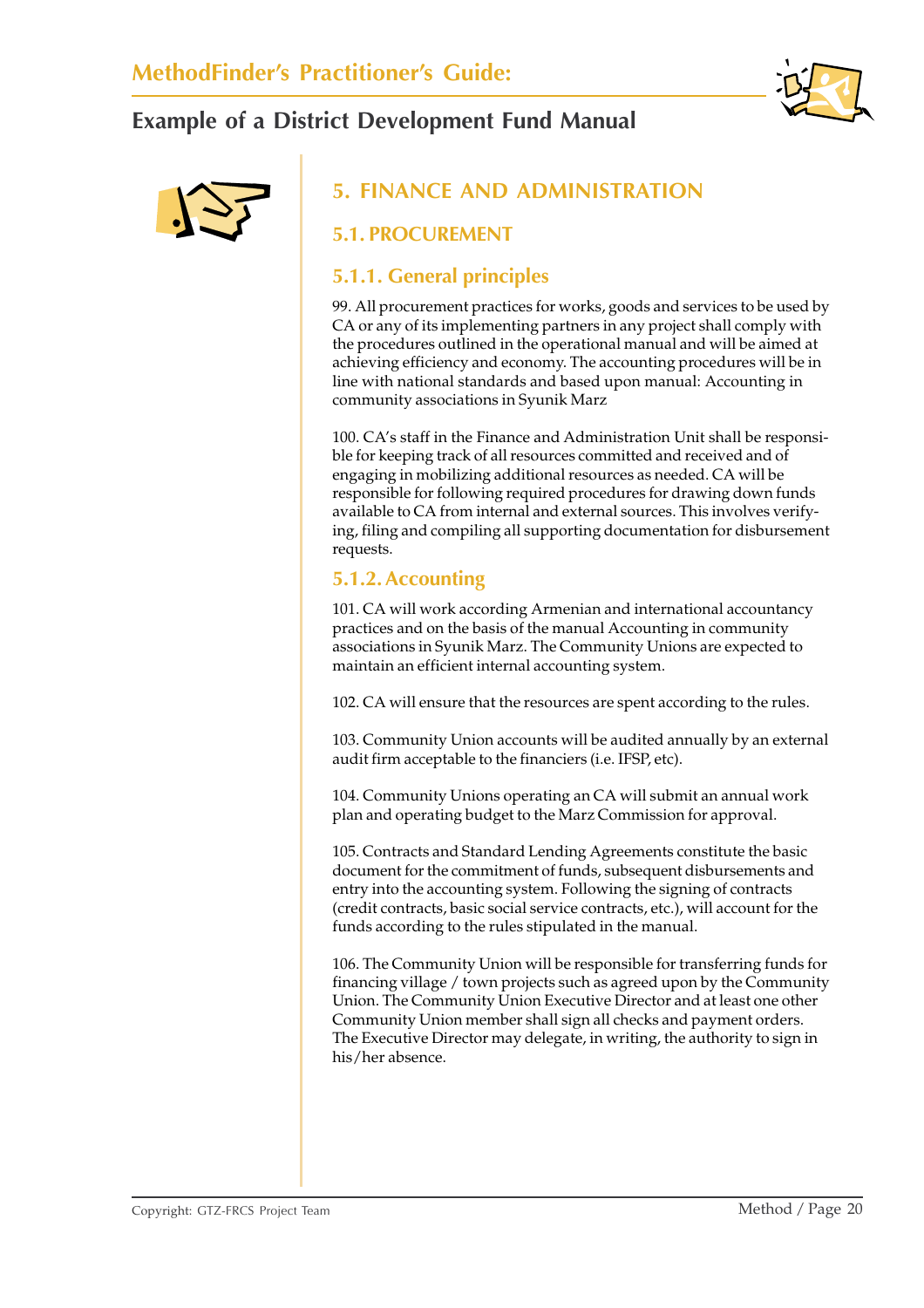# 5. FINANCE AND ADMINISTRATION

## 5.1. PROCUREMENT

### 5.1.1. General principles

99. All procurement practices for works, goods and services to be used by CA or any of its implementing partners in any project shall comply with the procedures outlined in the operational manual and will be aimed at achieving efficiency and economy. The accounting procedures will be in line with national standards and based upon manual: Accounting in community associations in Syunik Marz

100. CA's staff in the Finance and Administration Unit shall be responsible for keeping track of all resources committed and received and of engaging in mobilizing additional resources as needed. CA will be responsible for following required procedures for drawing down funds available to CA from internal and external sources. This involves verifying, filing and compiling all supporting documentation for disbursement requests.

### 5.1.2. Accounting

101. CA will work according Armenian and international accountancy practices and on the basis of the manual Accounting in community associations in Syunik Marz. The Community Unions are expected to maintain an efficient internal accounting system.

102. CA will ensure that the resources are spent according to the rules.

103. Community Union accounts will be audited annually by an external audit firm acceptable to the financiers (i.e. IFSP, etc).

104. Community Unions operating an CA will submit an annual work plan and operating budget to the Marz Commission for approval.

105. Contracts and Standard Lending Agreements constitute the basic document for the commitment of funds, subsequent disbursements and entry into the accounting system. Following the signing of contracts (credit contracts, basic social service contracts, etc.), will account for the funds according to the rules stipulated in the manual.

106. The Community Union will be responsible for transferring funds for financing village / town projects such as agreed upon by the Community Union. The Community Union Executive Director and at least one other Community Union member shall sign all checks and payment orders. The Executive Director may delegate, in writing, the authority to sign in his/her absence.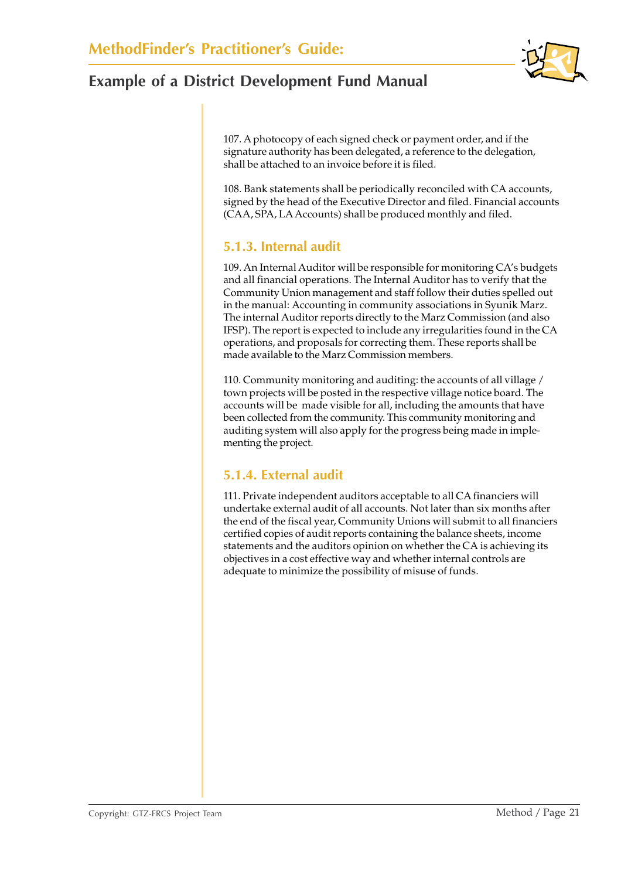107. A photocopy of each signed check or payment order, and if the signature authority has been delegated, a reference to the delegation, shall be attached to an invoice before it is filed.

108. Bank statements shall be periodically reconciled with CA accounts, signed by the head of the Executive Director and filed. Financial accounts (CAA, SPA, LA Accounts) shall be produced monthly and filed.

### 5.1.3. Internal audit

109. An Internal Auditor will be responsible for monitoring CA's budgets and all financial operations. The Internal Auditor has to verify that the Community Union management and staff follow their duties spelled out in the manual: Accounting in community associations in Syunik Marz. The internal Auditor reports directly to the Marz Commission (and also IFSP). The report is expected to include any irregularities found in the CA operations, and proposals for correcting them. These reports shall be made available to the Marz Commission members.

110. Community monitoring and auditing: the accounts of all village / town projects will be posted in the respective village notice board. The accounts will be made visible for all, including the amounts that have been collected from the community. This community monitoring and auditing system will also apply for the progress being made in implementing the project.

### 5.1.4. External audit

111. Private independent auditors acceptable to all CA financiers will undertake external audit of all accounts. Not later than six months after the end of the fiscal year, Community Unions will submit to all financiers certified copies of audit reports containing the balance sheets, income statements and the auditors opinion on whether the CA is achieving its objectives in a cost effective way and whether internal controls are adequate to minimize the possibility of misuse of funds.